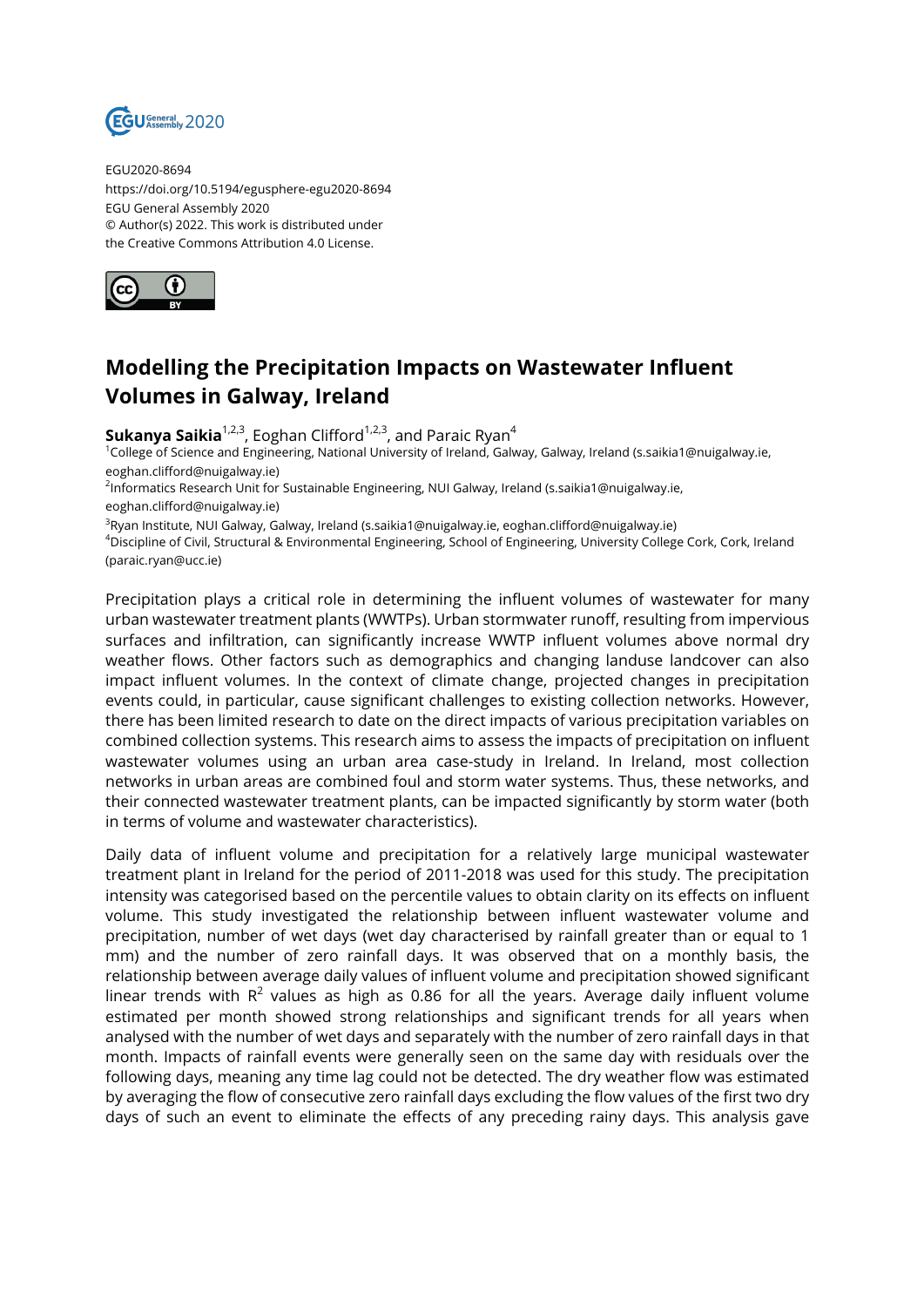EGU2020-8694
https://doi.org/10.5194/egusphere-egu2020-8694
EGU General Assembly 2020
© Author(s) 2022. This work is distributed under
the Creative Commons Attribution 4.0 License.

# Modelling the Precipitation Impacts on Wastewater Influent Volumes in Galway, Ireland

**Sukanya Saikia**[1,2,3], Eoghan Clifford[1,2,3], and Paraic Ryan[4]

[1]College of Science and Engineering, National University of Ireland, Galway, Galway, Ireland (s.saikia1@nuigalway.ie, eoghan.clifford@nuigalway.ie)
[2]Informatics Research Unit for Sustainable Engineering, NUI Galway, Ireland (s.saikia1@nuigalway.ie, eoghan.clifford@nuigalway.ie)
[3]Ryan Institute, NUI Galway, Galway, Ireland (s.saikia1@nuigalway.ie, eoghan.clifford@nuigalway.ie)
[4]Discipline of Civil, Structural & Environmental Engineering, School of Engineering, University College Cork, Cork, Ireland (paraic.ryan@ucc.ie)

Precipitation plays a critical role in determining the influent volumes of wastewater for many urban wastewater treatment plants (WWTPs). Urban stormwater runoff, resulting from impervious surfaces and infiltration, can significantly increase WWTP influent volumes above normal dry weather flows. Other factors such as demographics and changing landuse landcover can also impact influent volumes. In the context of climate change, projected changes in precipitation events could, in particular, cause significant challenges to existing collection networks. However, there has been limited research to date on the direct impacts of various precipitation variables on combined collection systems. This research aims to assess the impacts of precipitation on influent wastewater volumes using an urban area case-study in Ireland. In Ireland, most collection networks in urban areas are combined foul and storm water systems. Thus, these networks, and their connected wastewater treatment plants, can be impacted significantly by storm water (both in terms of volume and wastewater characteristics).

Daily data of influent volume and precipitation for a relatively large municipal wastewater treatment plant in Ireland for the period of 2011-2018 was used for this study. The precipitation intensity was categorised based on the percentile values to obtain clarity on its effects on influent volume. This study investigated the relationship between influent wastewater volume and precipitation, number of wet days (wet day characterised by rainfall greater than or equal to 1 mm) and the number of zero rainfall days. It was observed that on a monthly basis, the relationship between average daily values of influent volume and precipitation showed significant linear trends with $R^2$ values as high as 0.86 for all the years. Average daily influent volume estimated per month showed strong relationships and significant trends for all years when analysed with the number of wet days and separately with the number of zero rainfall days in that month. Impacts of rainfall events were generally seen on the same day with residuals over the following days, meaning any time lag could not be detected. The dry weather flow was estimated by averaging the flow of consecutive zero rainfall days excluding the flow values of the first two dry days of such an event to eliminate the effects of any preceding rainy days. This analysis gave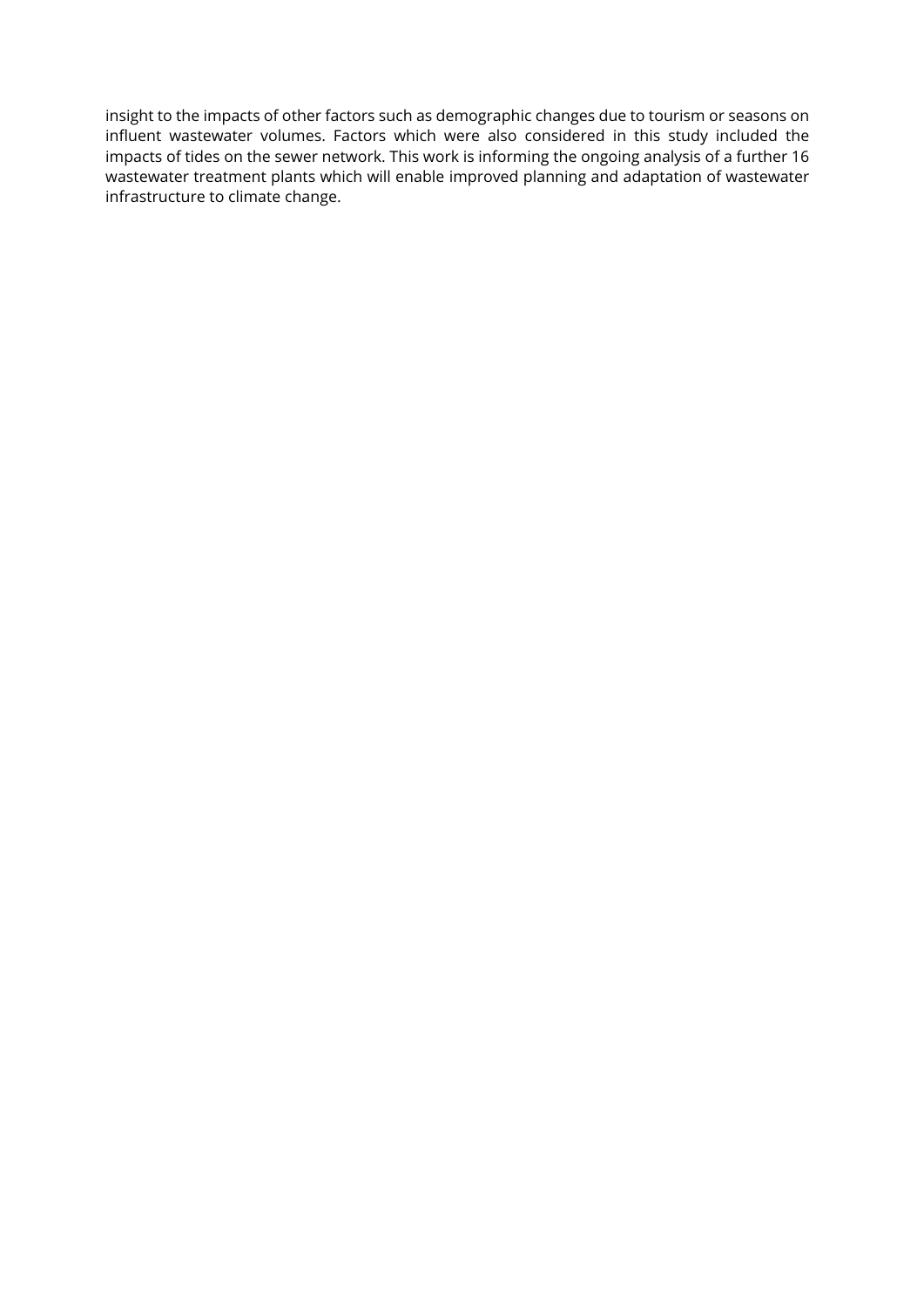insight to the impacts of other factors such as demographic changes due to tourism or seasons on influent wastewater volumes. Factors which were also considered in this study included the impacts of tides on the sewer network. This work is informing the ongoing analysis of a further 16 wastewater treatment plants which will enable improved planning and adaptation of wastewater infrastructure to climate change.